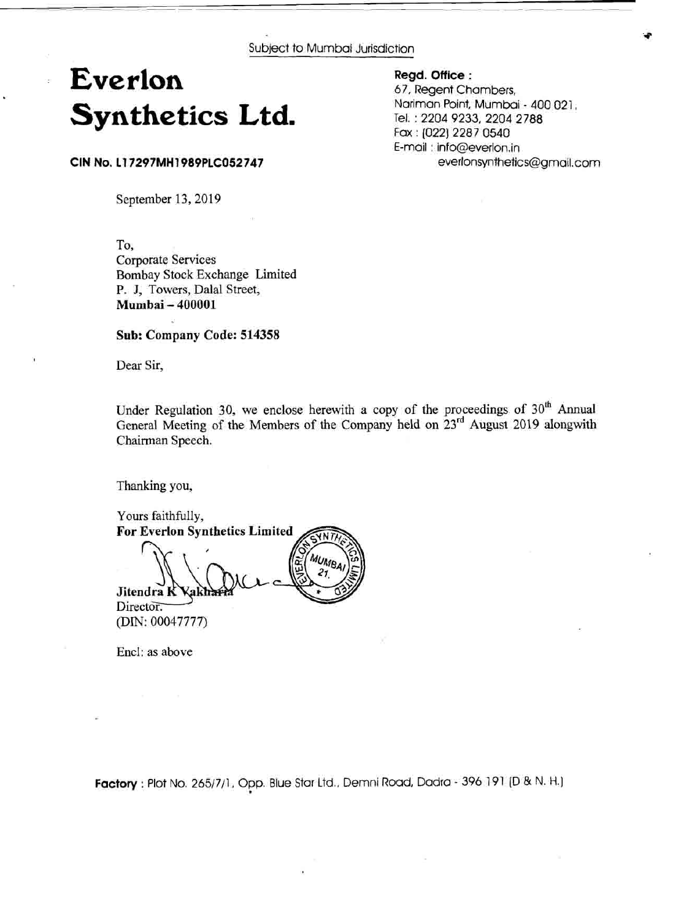Subject to Mumbai Jurisdiction

# Everlon Synthetics Ltd.

**CIN No. L17297MH1989PLC052747**

**Regd. Office :**
67, Regent Chambers,
Nariman Point, Mumbai - 400 021.
Tel. : 2204 9233, 2204 2788
Fax : (022) 2287 0540
E-mail : info@everlon.in
everlonsynthetics@gmail.com

September 13, 2019

To,
Corporate Services
Bombay Stock Exchange Limited
P. J, Towers, Dalal Street,
**Mumbai – 400001**

**Sub: Company Code: 514358**

Dear Sir,

Under Regulation 30, we enclose herewith a copy of the proceedings of 30th Annual General Meeting of the Members of the Company held on 23rd August 2019 alongwith Chairman Speech.

Thanking you,

Yours faithfully,
**For Everlon Synthetics Limited**

**Jitendra K Vakharia**
Director.
(DIN: 00047777)

Encl: as above

**Factory** : Plot No. 265/7/1, Opp. Blue Star Ltd., Demni Road, Dadra - 396 191 (D & N. H.)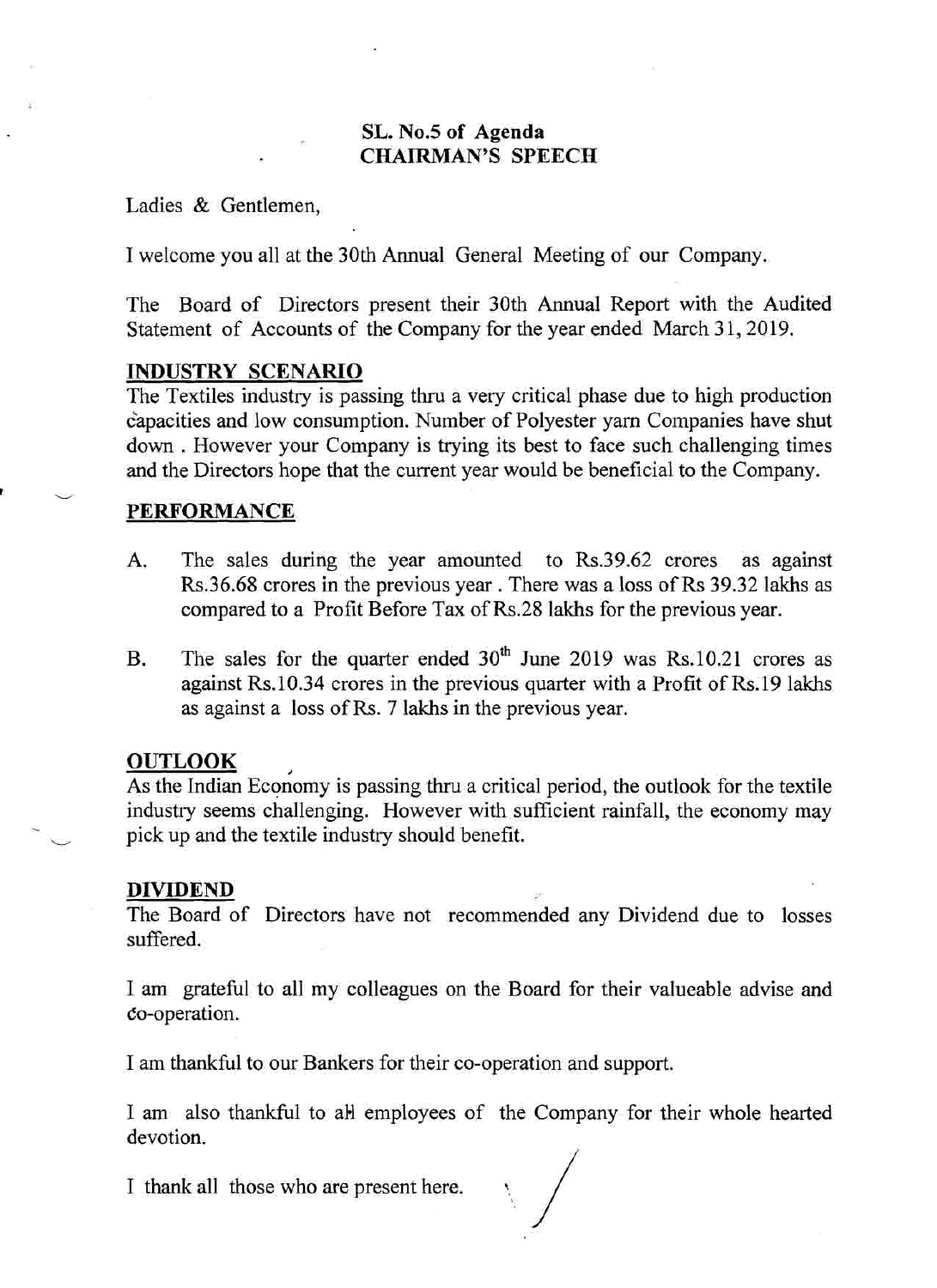**SL. No.5 of Agenda**
**CHAIRMAN'S SPEECH**

Ladies & Gentlemen,

I welcome you all at the 30th Annual General Meeting of our Company.

The Board of Directors present their 30th Annual Report with the Audited Statement of Accounts of the Company for the year ended March 31, 2019.

## INDUSTRY SCENARIO

The Textiles industry is passing thru a very critical phase due to high production capacities and low consumption. Number of Polyester yarn Companies have shut down . However your Company is trying its best to face such challenging times and the Directors hope that the current year would be beneficial to the Company.

## PERFORMANCE

A. The sales during the year amounted to Rs.39.62 crores as against Rs.36.68 crores in the previous year . There was a loss of Rs 39.32 lakhs as compared to a Profit Before Tax of Rs.28 lakhs for the previous year.

B. The sales for the quarter ended 30th June 2019 was Rs.10.21 crores as against Rs.10.34 crores in the previous quarter with a Profit of Rs.19 lakhs as against a loss of Rs. 7 lakhs in the previous year.

## OUTLOOK

As the Indian Economy is passing thru a critical period, the outlook for the textile industry seems challenging. However with sufficient rainfall, the economy may pick up and the textile industry should benefit.

## DIVIDEND

The Board of Directors have not recommended any Dividend due to losses suffered.

I am grateful to all my colleagues on the Board for their valueable advise and co-operation.

I am thankful to our Bankers for their co-operation and support.

I am also thankful to all employees of the Company for their whole hearted devotion.

I thank all those who are present here.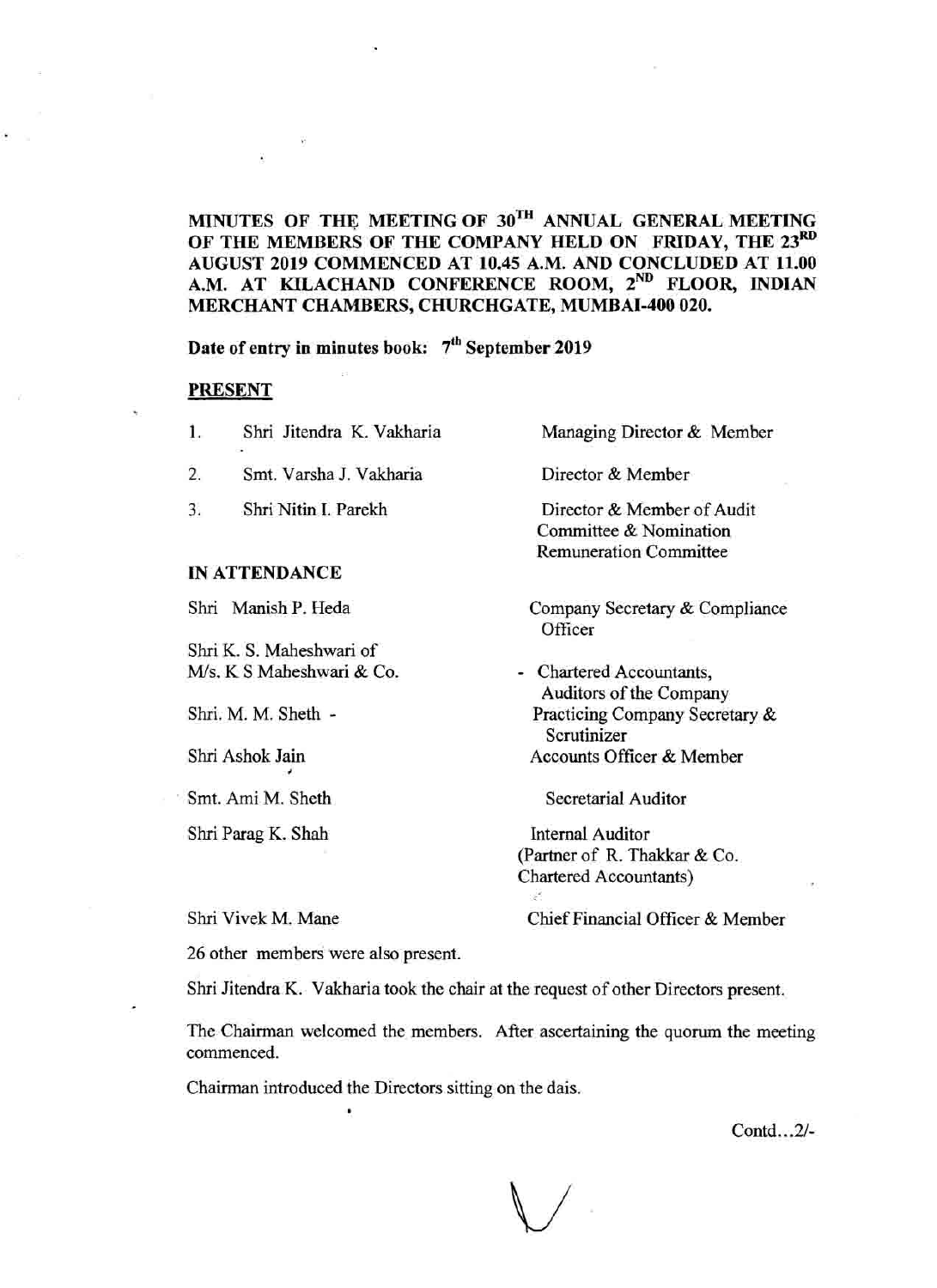**MINUTES OF THE MEETING OF 30TH ANNUAL GENERAL MEETING OF THE MEMBERS OF THE COMPANY HELD ON FRIDAY, THE 23RD AUGUST 2019 COMMENCED AT 10.45 A.M. AND CONCLUDED AT 11.00 A.M. AT KILACHAND CONFERENCE ROOM, 2ND FLOOR, INDIAN MERCHANT CHAMBERS, CHURCHGATE, MUMBAI-400 020.**

**Date of entry in minutes book: 7th September 2019**

**PRESENT**

| | | |
|---|---|---|
| 1. | Shri Jitendra K. Vakharia | Managing Director & Member |
| 2. | Smt. Varsha J. Vakharia | Director & Member |
| 3. | Shri Nitin I. Parekh | Director & Member of Audit Committee & Nomination Remuneration Committee |

**IN ATTENDANCE**

| | |
|---|---|
| Shri Manish P. Heda | Company Secretary & Compliance Officer |
| Shri K. S. Maheshwari of M/s. K S Maheshwari & Co. | - Chartered Accountants, Auditors of the Company |
| Shri. M. M. Sheth - | Practicing Company Secretary & Scrutinizer |
| Shri Ashok Jain | Accounts Officer & Member |
| Smt. Ami M. Sheth | Secretarial Auditor |
| Shri Parag K. Shah | Internal Auditor (Partner of R. Thakkar & Co. Chartered Accountants) |
| Shri Vivek M. Mane | Chief Financial Officer & Member |

26 other members were also present.

Shri Jitendra K. Vakharia took the chair at the request of other Directors present.

The Chairman welcomed the members. After ascertaining the quorum the meeting commenced.

Chairman introduced the Directors sitting on the dais.

Contd...2/-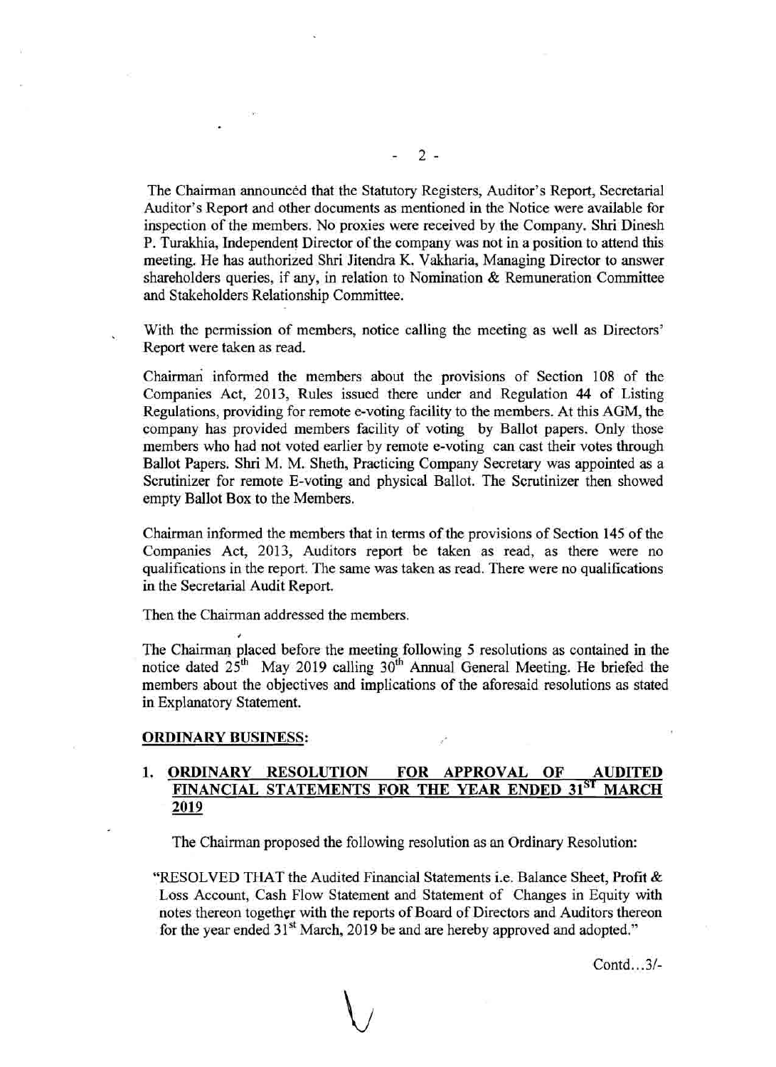The Chairman announced that the Statutory Registers, Auditor's Report, Secretarial Auditor's Report and other documents as mentioned in the Notice were available for inspection of the members. No proxies were received by the Company. Shri Dinesh P. Turakhia, Independent Director of the company was not in a position to attend this meeting. He has authorized Shri Jitendra K. Vakharia, Managing Director to answer shareholders queries, if any, in relation to Nomination & Remuneration Committee and Stakeholders Relationship Committee.

With the permission of members, notice calling the meeting as well as Directors' Report were taken as read.

Chairman informed the members about the provisions of Section 108 of the Companies Act, 2013, Rules issued there under and Regulation 44 of Listing Regulations, providing for remote e-voting facility to the members. At this AGM, the company has provided members facility of voting by Ballot papers. Only those members who had not voted earlier by remote e-voting can cast their votes through Ballot Papers. Shri M. M. Sheth, Practicing Company Secretary was appointed as a Scrutinizer for remote E-voting and physical Ballot. The Scrutinizer then showed empty Ballot Box to the Members.

Chairman informed the members that in terms of the provisions of Section 145 of the Companies Act, 2013, Auditors report be taken as read, as there were no qualifications in the report. The same was taken as read. There were no qualifications in the Secretarial Audit Report.

Then the Chairman addressed the members.

The Chairman placed before the meeting following 5 resolutions as contained in the notice dated 25th May 2019 calling 30th Annual General Meeting. He briefed the members about the objectives and implications of the aforesaid resolutions as stated in Explanatory Statement.

**ORDINARY BUSINESS:**

1. **ORDINARY RESOLUTION FOR APPROVAL OF AUDITED FINANCIAL STATEMENTS FOR THE YEAR ENDED 31ST MARCH 2019**

   The Chairman proposed the following resolution as an Ordinary Resolution:

   "RESOLVED THAT the Audited Financial Statements i.e. Balance Sheet, Profit & Loss Account, Cash Flow Statement and Statement of Changes in Equity with notes thereon together with the reports of Board of Directors and Auditors thereon for the year ended 31st March, 2019 be and are hereby approved and adopted."

Contd...3/-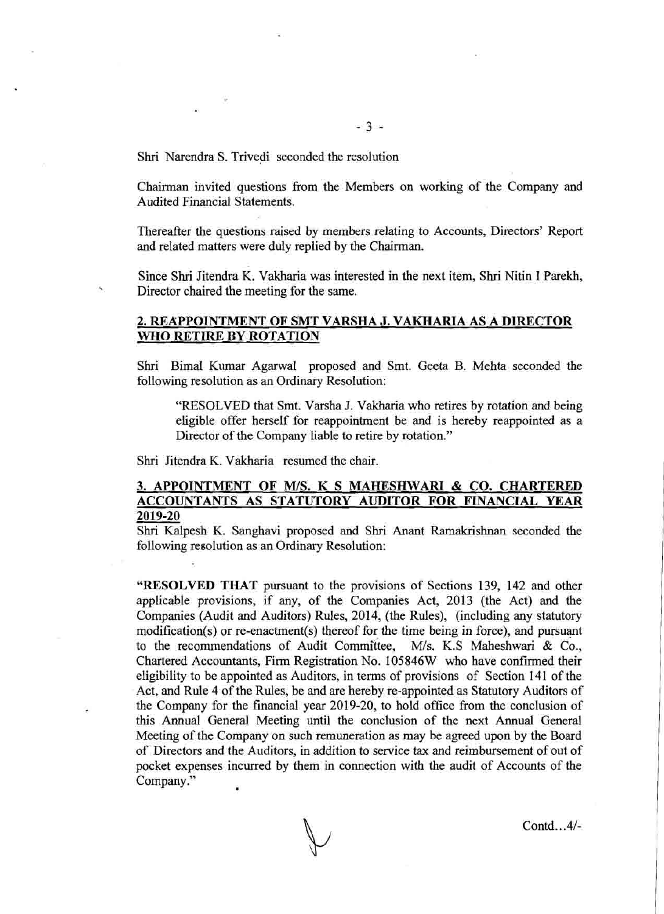Shri Narendra S. Trivedi seconded the resolution

Chairman invited questions from the Members on working of the Company and Audited Financial Statements.

Thereafter the questions raised by members relating to Accounts, Directors' Report and related matters were duly replied by the Chairman.

Since Shri Jitendra K. Vakharia was interested in the next item, Shri Nitin I Parekh, Director chaired the meeting for the same.

## 2. REAPPOINTMENT OF SMT VARSHA J. VAKHARIA AS A DIRECTOR WHO RETIRE BY ROTATION

Shri Bimal Kumar Agarwal proposed and Smt. Geeta B. Mehta seconded the following resolution as an Ordinary Resolution:

> "RESOLVED that Smt. Varsha J. Vakharia who retires by rotation and being eligible offer herself for reappointment be and is hereby reappointed as a Director of the Company liable to retire by rotation."

Shri Jitendra K. Vakharia resumed the chair.

## 3. APPOINTMENT OF M/S. K S MAHESHWARI & CO. CHARTERED ACCOUNTANTS AS STATUTORY AUDITOR FOR FINANCIAL YEAR 2019-20

Shri Kalpesh K. Sanghavi proposed and Shri Anant Ramakrishnan seconded the following resolution as an Ordinary Resolution:

"**RESOLVED THAT** pursuant to the provisions of Sections 139, 142 and other applicable provisions, if any, of the Companies Act, 2013 (the Act) and the Companies (Audit and Auditors) Rules, 2014, (the Rules), (including any statutory modification(s) or re-enactment(s) thereof for the time being in force), and pursuant to the recommendations of Audit Committee, M/s. K.S Maheshwari & Co., Chartered Accountants, Firm Registration No. 105846W who have confirmed their eligibility to be appointed as Auditors, in terms of provisions of Section 141 of the Act, and Rule 4 of the Rules, be and are hereby re-appointed as Statutory Auditors of the Company for the financial year 2019-20, to hold office from the conclusion of this Annual General Meeting until the conclusion of the next Annual General Meeting of the Company on such remuneration as may be agreed upon by the Board of Directors and the Auditors, in addition to service tax and reimbursement of out of pocket expenses incurred by them in connection with the audit of Accounts of the Company."

Contd...4/-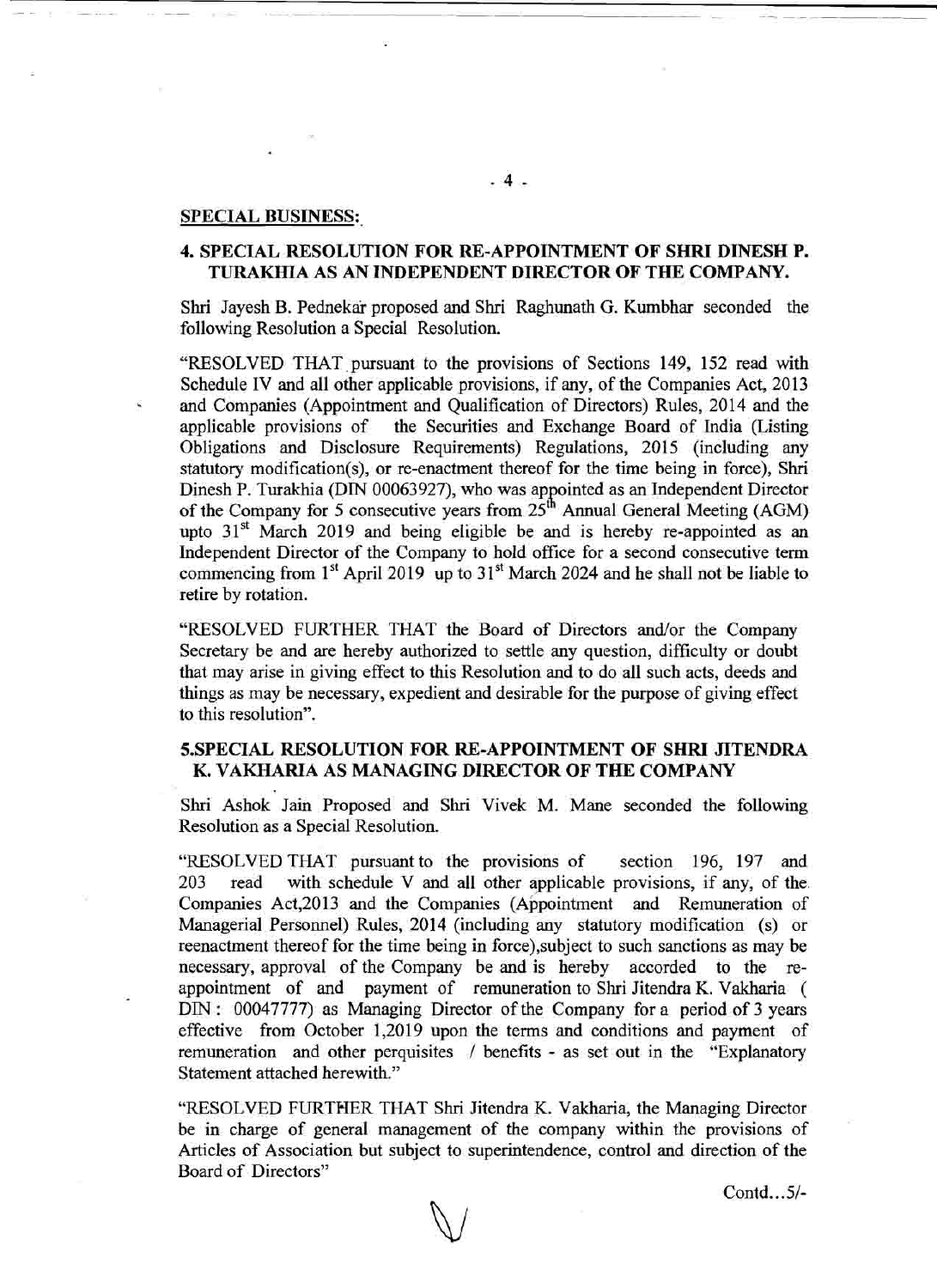## SPECIAL BUSINESS:

### 4. SPECIAL RESOLUTION FOR RE-APPOINTMENT OF SHRI DINESH P. TURAKHIA AS AN INDEPENDENT DIRECTOR OF THE COMPANY.

Shri Jayesh B. Pednekar proposed and Shri Raghunath G. Kumbhar seconded the following Resolution a Special Resolution.

"RESOLVED THAT pursuant to the provisions of Sections 149, 152 read with Schedule IV and all other applicable provisions, if any, of the Companies Act, 2013 and Companies (Appointment and Qualification of Directors) Rules, 2014 and the applicable provisions of the Securities and Exchange Board of India (Listing Obligations and Disclosure Requirements) Regulations, 2015 (including any statutory modification(s), or re-enactment thereof for the time being in force), Shri Dinesh P. Turakhia (DIN 00063927), who was appointed as an Independent Director of the Company for 5 consecutive years from 25th Annual General Meeting (AGM) upto 31st March 2019 and being eligible be and is hereby re-appointed as an Independent Director of the Company to hold office for a second consecutive term commencing from 1st April 2019 up to 31st March 2024 and he shall not be liable to retire by rotation.

"RESOLVED FURTHER THAT the Board of Directors and/or the Company Secretary be and are hereby authorized to settle any question, difficulty or doubt that may arise in giving effect to this Resolution and to do all such acts, deeds and things as may be necessary, expedient and desirable for the purpose of giving effect to this resolution".

### 5.SPECIAL RESOLUTION FOR RE-APPOINTMENT OF SHRI JITENDRA K. VAKHARIA AS MANAGING DIRECTOR OF THE COMPANY

Shri Ashok Jain Proposed and Shri Vivek M. Mane seconded the following Resolution as a Special Resolution.

"RESOLVED THAT pursuant to the provisions of section 196, 197 and 203 read with schedule V and all other applicable provisions, if any, of the Companies Act,2013 and the Companies (Appointment and Remuneration of Managerial Personnel) Rules, 2014 (including any statutory modification (s) or reenactment thereof for the time being in force),subject to such sanctions as may be necessary, approval of the Company be and is hereby accorded to the re-appointment of and payment of remuneration to Shri Jitendra K. Vakharia ( DIN : 00047777) as Managing Director of the Company for a period of 3 years effective from October 1,2019 upon the terms and conditions and payment of remuneration and other perquisites / benefits - as set out in the "Explanatory Statement attached herewith."

"RESOLVED FURTHER THAT Shri Jitendra K. Vakharia, the Managing Director be in charge of general management of the company within the provisions of Articles of Association but subject to superintendence, control and direction of the Board of Directors"

Contd...5/-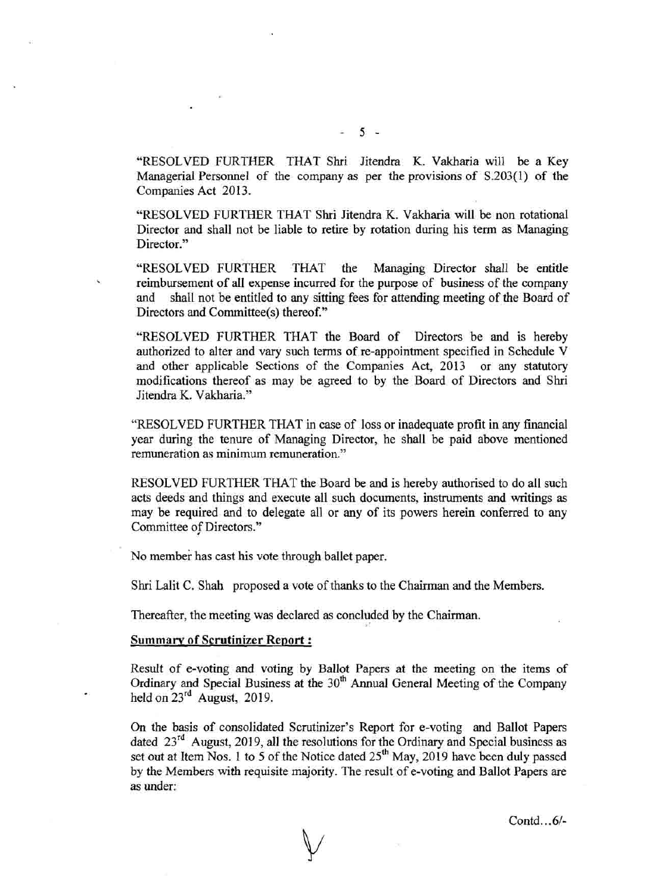"RESOLVED FURTHER THAT Shri Jitendra K. Vakharia will be a Key Managerial Personnel of the company as per the provisions of S.203(1) of the Companies Act 2013.

"RESOLVED FURTHER THAT Shri Jitendra K. Vakharia will be non rotational Director and shall not be liable to retire by rotation during his term as Managing Director."

"RESOLVED FURTHER THAT the Managing Director shall be entitle reimbursement of all expense incurred for the purpose of business of the company and shall not be entitled to any sitting fees for attending meeting of the Board of Directors and Committee(s) thereof."

"RESOLVED FURTHER THAT the Board of Directors be and is hereby authorized to alter and vary such terms of re-appointment specified in Schedule V and other applicable Sections of the Companies Act, 2013 or any statutory modifications thereof as may be agreed to by the Board of Directors and Shri Jitendra K. Vakharia."

"RESOLVED FURTHER THAT in case of loss or inadequate profit in any financial year during the tenure of Managing Director, he shall be paid above mentioned remuneration as minimum remuneration."

RESOLVED FURTHER THAT the Board be and is hereby authorised to do all such acts deeds and things and execute all such documents, instruments and writings as may be required and to delegate all or any of its powers herein conferred to any Committee of Directors."

No member has cast his vote through ballet paper.

Shri Lalit C. Shah proposed a vote of thanks to the Chairman and the Members.

Thereafter, the meeting was declared as concluded by the Chairman.

**Summary of Scrutinizer Report :**

Result of e-voting and voting by Ballot Papers at the meeting on the items of Ordinary and Special Business at the 30th Annual General Meeting of the Company held on 23rd August, 2019.

On the basis of consolidated Scrutinizer's Report for e-voting and Ballot Papers dated 23rd August, 2019, all the resolutions for the Ordinary and Special business as set out at Item Nos. 1 to 5 of the Notice dated 25th May, 2019 have been duly passed by the Members with requisite majority. The result of e-voting and Ballot Papers are as under:

Contd...6/-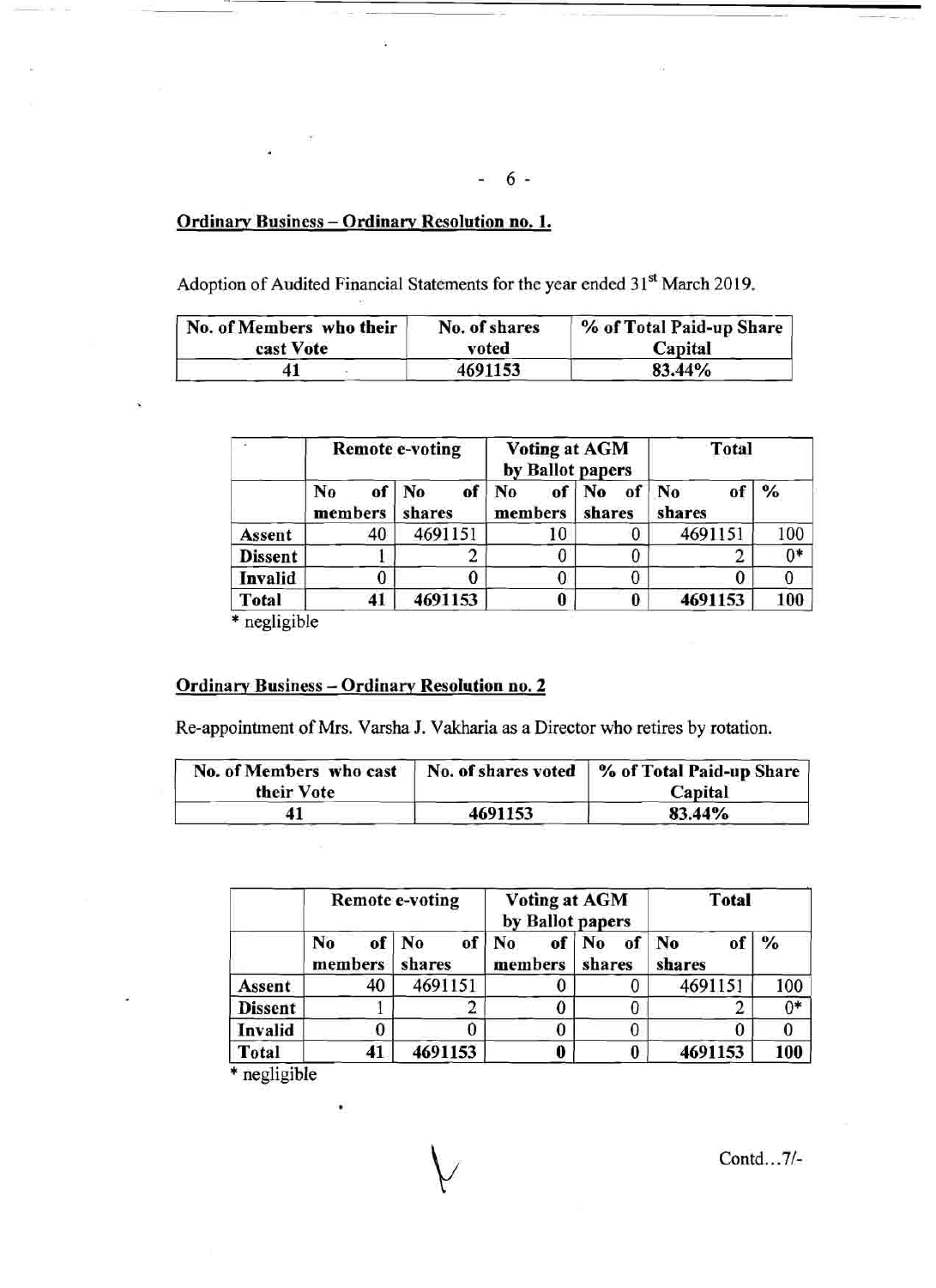**Ordinary Business – Ordinary Resolution no. 1.**

Adoption of Audited Financial Statements for the year ended 31st March 2019.

| No. of Members who their cast Vote | No. of shares voted | % of Total Paid-up Share Capital |
|---|---|---|
| 41 | 4691153 | 83.44% |

| | Remote e-voting | | Voting at AGM by Ballot papers | | Total | |
|---|---|---|---|---|---|---|
| | No of members | No of shares | No of members | No of shares | No of shares | % |
| **Assent** | 40 | 4691151 | 10 | 0 | 4691151 | 100 |
| **Dissent** | 1 | 2 | 0 | 0 | 2 | 0* |
| **Invalid** | 0 | 0 | 0 | 0 | 0 | 0 |
| **Total** | **41** | **4691153** | **0** | **0** | **4691153** | **100** |

\* negligible

**Ordinary Business – Ordinary Resolution no. 2**

Re-appointment of Mrs. Varsha J. Vakharia as a Director who retires by rotation.

| No. of Members who cast their Vote | No. of shares voted | % of Total Paid-up Share Capital |
|---|---|---|
| 41 | 4691153 | 83.44% |

| | Remote e-voting | | Voting at AGM by Ballot papers | | Total | |
|---|---|---|---|---|---|---|
| | No of members | No of shares | No of members | No of shares | No of shares | % |
| **Assent** | 40 | 4691151 | 0 | 0 | 4691151 | 100 |
| **Dissent** | 1 | 2 | 0 | 0 | 2 | 0* |
| **Invalid** | 0 | 0 | 0 | 0 | 0 | 0 |
| **Total** | **41** | **4691153** | **0** | **0** | **4691153** | **100** |

\* negligible

Contd…7/-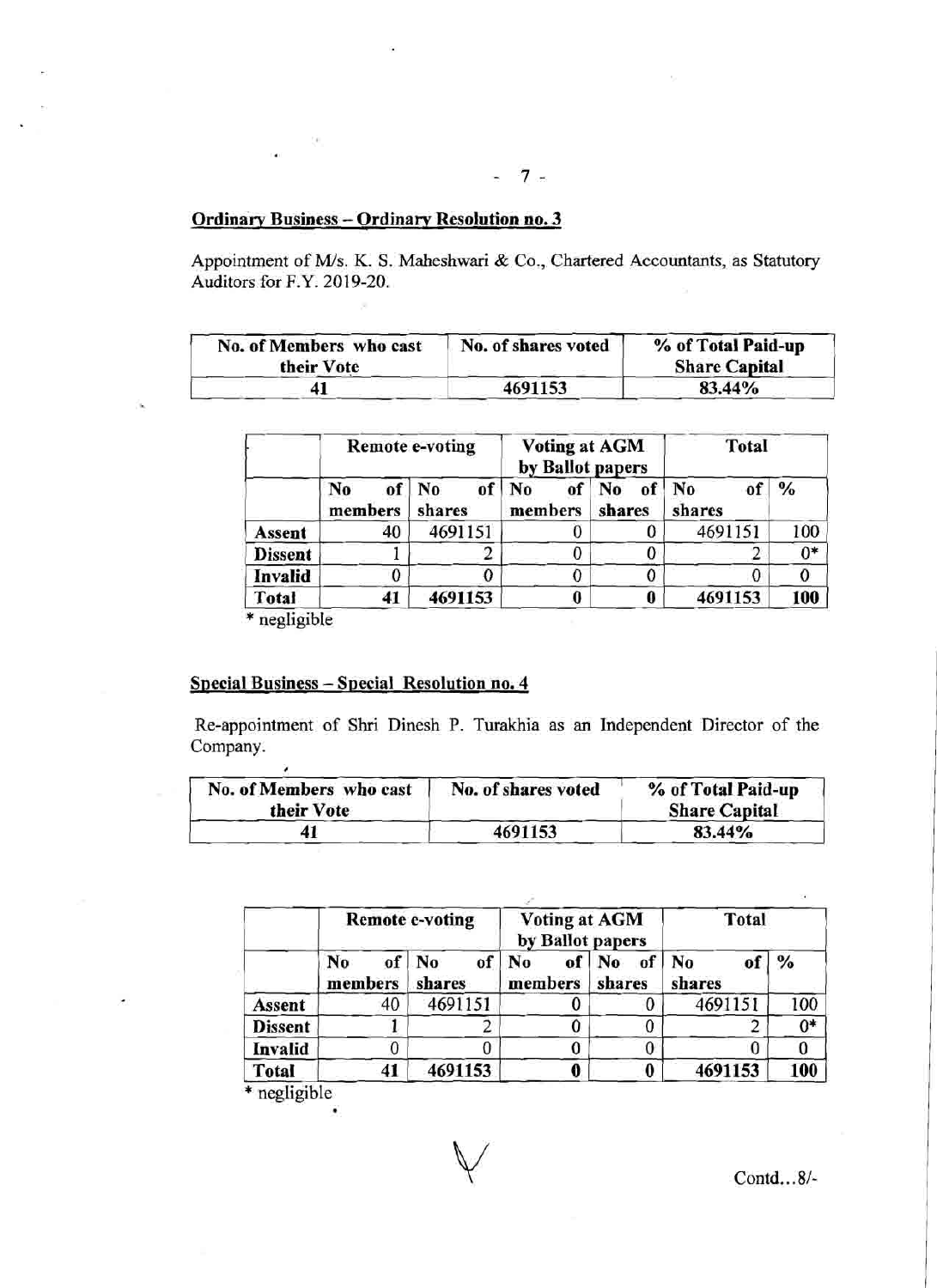**Ordinary Business – Ordinary Resolution no. 3**

Appointment of M/s. K. S. Maheshwari & Co., Chartered Accountants, as Statutory Auditors for F.Y. 2019-20.

| No. of Members who cast their Vote | No. of shares voted | % of Total Paid-up Share Capital |
|---|---|---|
| 41 | 4691153 | 83.44% |

| | Remote e-voting | | Voting at AGM by Ballot papers | | Total | |
|---|---|---|---|---|---|---|
| | No of members | No of shares | No of members | No of shares | No of shares | % |
| **Assent** | 40 | 4691151 | 0 | 0 | 4691151 | 100 |
| **Dissent** | 1 | 2 | 0 | 0 | 2 | 0* |
| **Invalid** | 0 | 0 | 0 | 0 | 0 | 0 |
| **Total** | **41** | **4691153** | **0** | **0** | **4691153** | **100** |

\* negligible

**Special Business – Special Resolution no. 4**

Re-appointment of Shri Dinesh P. Turakhia as an Independent Director of the Company.

| No. of Members who cast their Vote | No. of shares voted | % of Total Paid-up Share Capital |
|---|---|---|
| 41 | 4691153 | 83.44% |

| | Remote e-voting | | Voting at AGM by Ballot papers | | Total | |
|---|---|---|---|---|---|---|
| | No of members | No of shares | No of members | No of shares | No of shares | % |
| **Assent** | 40 | 4691151 | 0 | 0 | 4691151 | 100 |
| **Dissent** | 1 | 2 | 0 | 0 | 2 | 0* |
| **Invalid** | 0 | 0 | 0 | 0 | 0 | 0 |
| **Total** | **41** | **4691153** | **0** | **0** | **4691153** | **100** |

\* negligible

Contd...8/-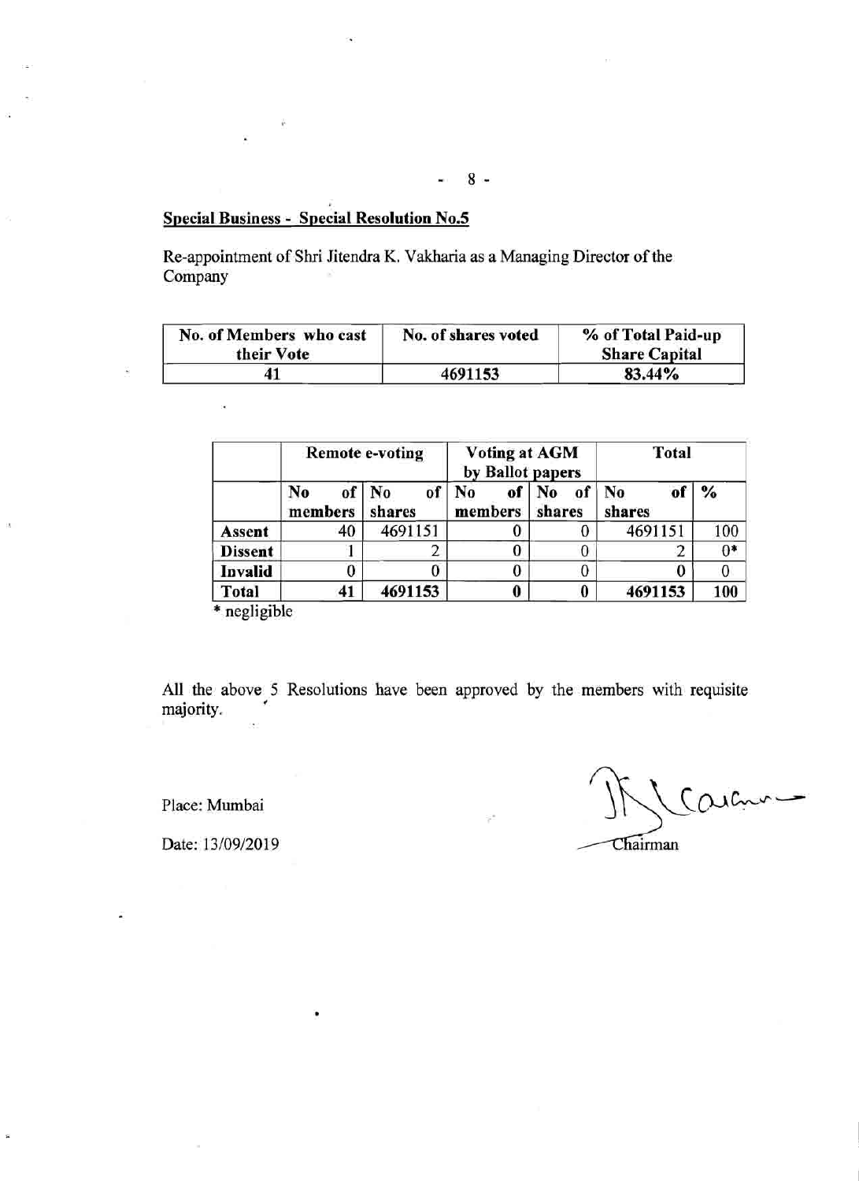**Special Business - Special Resolution No.5**

Re-appointment of Shri Jitendra K. Vakharia as a Managing Director of the Company

| No. of Members who cast their Vote | No. of shares voted | % of Total Paid-up Share Capital |
|---|---|---|
| 41 | 4691153 | 83.44% |

| | Remote e-voting | | Voting at AGM by Ballot papers | | Total | |
|---|---|---|---|---|---|---|
| | No of members | No of shares | No of members | No of shares | No of shares | % |
| **Assent** | 40 | 4691151 | 0 | 0 | 4691151 | 100 |
| **Dissent** | 1 | 2 | 0 | 0 | 2 | 0* |
| **Invalid** | 0 | 0 | 0 | 0 | **0** | 0 |
| **Total** | **41** | **4691153** | **0** | **0** | **4691153** | **100** |

* negligible

All the above 5 Resolutions have been approved by the members with requisite majority.

Place: Mumbai

Date: 13/09/2019

Chairman